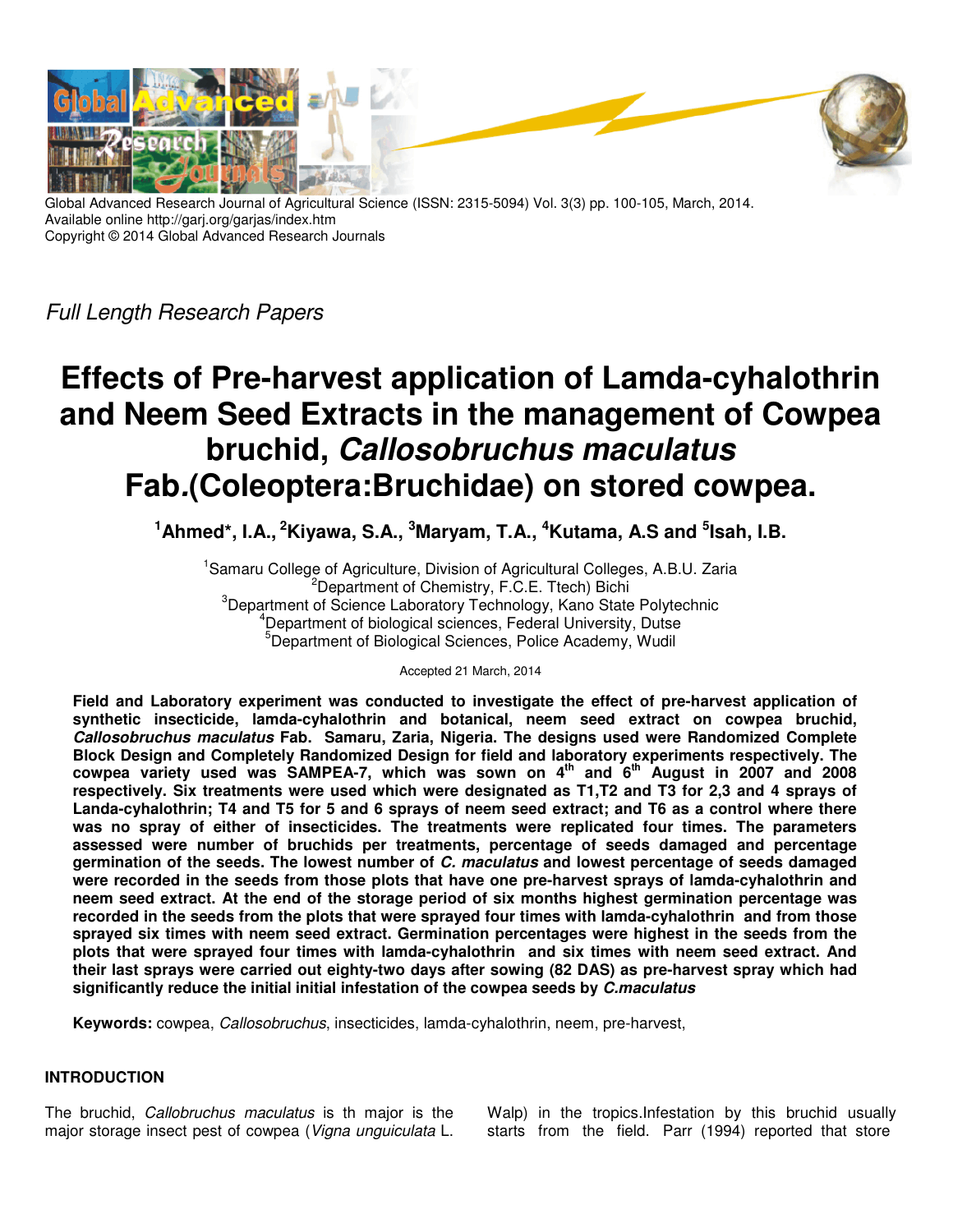Global Advanced Research Journal of Agricultural Science (ISSN: 2315-5094) Vol. 3(3) pp. 100-105, March, 2014.
Available online http://garj.org/garjas/index.htm
Copyright © 2014 Global Advanced Research Journals

*Full Length Research Papers*

# Effects of Pre-harvest application of Lamda-cyhalothrin and Neem Seed Extracts in the management of Cowpea bruchid, *Callosobruchus maculatus* Fab.(Coleoptera:Bruchidae) on stored cowpea.

**[1]Ahmed*, I.A., [2]Kiyawa, S.A., [3]Maryam, T.A., [4]Kutama, A.S and [5]Isah, I.B.**

[1]Samaru College of Agriculture, Division of Agricultural Colleges, A.B.U. Zaria
[2]Department of Chemistry, F.C.E. Ttech) Bichi
[3]Department of Science Laboratory Technology, Kano State Polytechnic
[4]Department of biological sciences, Federal University, Dutse
[5]Department of Biological Sciences, Police Academy, Wudil

Accepted 21 March, 2014

**Field and Laboratory experiment was conducted to investigate the effect of pre-harvest application of synthetic insecticide, lamda-cyhalothrin and botanical, neem seed extract on cowpea bruchid, *Callosobruchus maculatus* Fab. Samaru, Zaria, Nigeria. The designs used were Randomized Complete Block Design and Completely Randomized Design for field and laboratory experiments respectively. The cowpea variety used was SAMPEA-7, which was sown on 4th and 6th August in 2007 and 2008 respectively. Six treatments were used which were designated as T1,T2 and T3 for 2,3 and 4 sprays of Landa-cyhalothrin; T4 and T5 for 5 and 6 sprays of neem seed extract; and T6 as a control where there was no spray of either of insecticides. The treatments were replicated four times. The parameters assessed were number of bruchids per treatments, percentage of seeds damaged and percentage germination of the seeds. The lowest number of *C. maculatus* and lowest percentage of seeds damaged were recorded in the seeds from those plots that have one pre-harvest sprays of lamda-cyhalothrin and neem seed extract. At the end of the storage period of six months highest germination percentage was recorded in the seeds from the plots that were sprayed four times with lamda-cyhalothrin and from those sprayed six times with neem seed extract. Germination percentages were highest in the seeds from the plots that were sprayed four times with lamda-cyhalothrin and six times with neem seed extract. And their last sprays were carried out eighty-two days after sowing (82 DAS) as pre-harvest spray which had significantly reduce the initial initial infestation of the cowpea seeds by *C.maculatus***

**Keywords:** cowpea, *Callosobruchus*, insecticides, lamda-cyhalothrin, neem, pre-harvest,

## INTRODUCTION

The bruchid, *Callobruchus maculatus* is th major is the major storage insect pest of cowpea (*Vigna unguiculata* L. Walp) in the tropics.Infestation by this bruchid usually starts from the field. Parr (1994) reported that store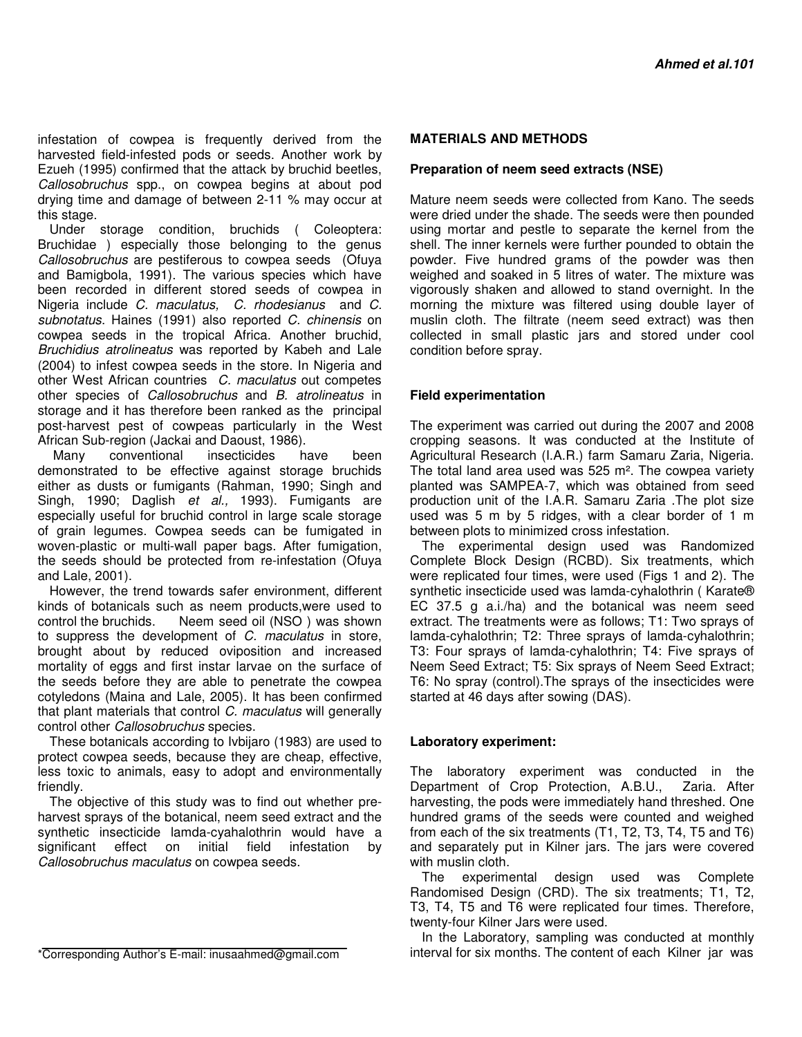infestation of cowpea is frequently derived from the harvested field-infested pods or seeds. Another work by Ezueh (1995) confirmed that the attack by bruchid beetles, *Callosobruchus* spp., on cowpea begins at about pod drying time and damage of between 2-11 % may occur at this stage.

Under storage condition, bruchids ( Coleoptera: Bruchidae ) especially those belonging to the genus *Callosobruchus* are pestiferous to cowpea seeds (Ofuya and Bamigbola, 1991). The various species which have been recorded in different stored seeds of cowpea in Nigeria include *C. maculatus, C. rhodesianus* and *C. subnotatus*. Haines (1991) also reported *C. chinensis* on cowpea seeds in the tropical Africa. Another bruchid, *Bruchidius atrolineatus* was reported by Kabeh and Lale (2004) to infest cowpea seeds in the store. In Nigeria and other West African countries *C. maculatus* out competes other species of *Callosobruchus* and *B. atrolineatus* in storage and it has therefore been ranked as the principal post-harvest pest of cowpeas particularly in the West African Sub-region (Jackai and Daoust, 1986).

Many conventional insecticides have been demonstrated to be effective against storage bruchids either as dusts or fumigants (Rahman, 1990; Singh and Singh, 1990; Daglish *et al.,* 1993). Fumigants are especially useful for bruchid control in large scale storage of grain legumes. Cowpea seeds can be fumigated in woven-plastic or multi-wall paper bags. After fumigation, the seeds should be protected from re-infestation (Ofuya and Lale, 2001).

However, the trend towards safer environment, different kinds of botanicals such as neem products,were used to control the bruchids. Neem seed oil (NSO ) was shown to suppress the development of *C. maculatus* in store, brought about by reduced oviposition and increased mortality of eggs and first instar larvae on the surface of the seeds before they are able to penetrate the cowpea cotyledons (Maina and Lale, 2005). It has been confirmed that plant materials that control *C. maculatus* will generally control other *Callosobruchus* species.

These botanicals according to Ivbijaro (1983) are used to protect cowpea seeds, because they are cheap, effective, less toxic to animals, easy to adopt and environmentally friendly.

The objective of this study was to find out whether pre-harvest sprays of the botanical, neem seed extract and the synthetic insecticide lamda-cyahalothrin would have a significant effect on initial field infestation by *Callosobruchus maculatus* on cowpea seeds.

## MATERIALS AND METHODS

### Preparation of neem seed extracts (NSE)

Mature neem seeds were collected from Kano. The seeds were dried under the shade. The seeds were then pounded using mortar and pestle to separate the kernel from the shell. The inner kernels were further pounded to obtain the powder. Five hundred grams of the powder was then weighed and soaked in 5 litres of water. The mixture was vigorously shaken and allowed to stand overnight. In the morning the mixture was filtered using double layer of muslin cloth. The filtrate (neem seed extract) was then collected in small plastic jars and stored under cool condition before spray.

### Field experimentation

The experiment was carried out during the 2007 and 2008 cropping seasons. It was conducted at the Institute of Agricultural Research (I.A.R.) farm Samaru Zaria, Nigeria. The total land area used was 525 m². The cowpea variety planted was SAMPEA-7, which was obtained from seed production unit of the I.A.R. Samaru Zaria .The plot size used was 5 m by 5 ridges, with a clear border of 1 m between plots to minimized cross infestation.

The experimental design used was Randomized Complete Block Design (RCBD). Six treatments, which were replicated four times, were used (Figs 1 and 2). The synthetic insecticide used was lamda-cyhalothrin ( Karate® EC 37.5 g a.i./ha) and the botanical was neem seed extract. The treatments were as follows; T1: Two sprays of lamda-cyhalothrin; T2: Three sprays of lamda-cyhalothrin; T3: Four sprays of lamda-cyhalothrin; T4: Five sprays of Neem Seed Extract; T5: Six sprays of Neem Seed Extract; T6: No spray (control).The sprays of the insecticides were started at 46 days after sowing (DAS).

### Laboratory experiment:

The laboratory experiment was conducted in the Department of Crop Protection, A.B.U., Zaria. After harvesting, the pods were immediately hand threshed. One hundred grams of the seeds were counted and weighed from each of the six treatments (T1, T2, T3, T4, T5 and T6) and separately put in Kilner jars. The jars were covered with muslin cloth.

The experimental design used was Complete Randomised Design (CRD). The six treatments; T1, T2, T3, T4, T5 and T6 were replicated four times. Therefore, twenty-four Kilner Jars were used.

In the Laboratory, sampling was conducted at monthly interval for six months. The content of each Kilner jar was

*Corresponding Author's E-mail: inusaahmed@gmail.com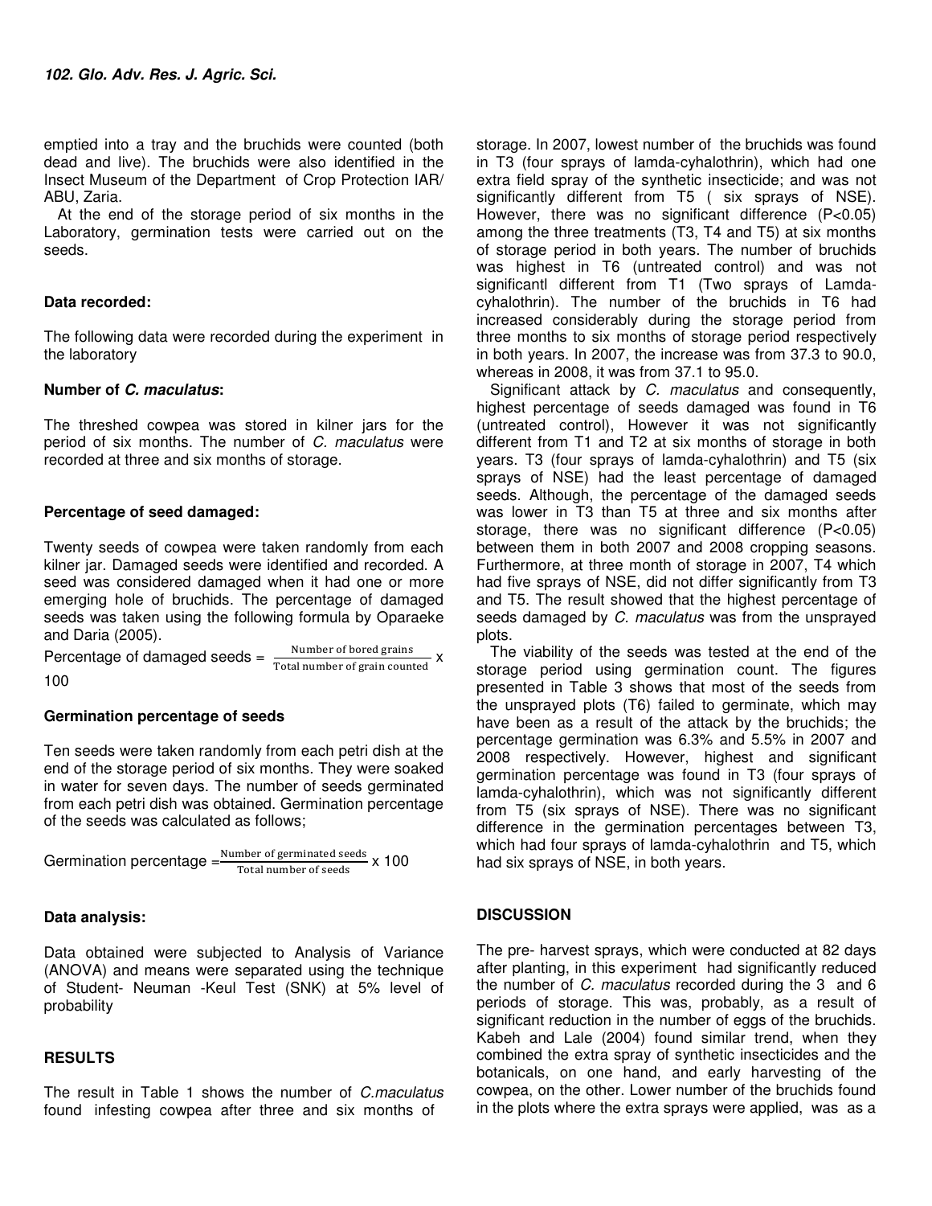emptied into a tray and the bruchids were counted (both dead and live). The bruchids were also identified in the Insect Museum of the Department of Crop Protection IAR/ ABU, Zaria.

At the end of the storage period of six months in the Laboratory, germination tests were carried out on the seeds.

### Data recorded:

The following data were recorded during the experiment in the laboratory

### Number of *C. maculatus*:

The threshed cowpea was stored in kilner jars for the period of six months. The number of *C. maculatus* were recorded at three and six months of storage.

### Percentage of seed damaged:

Twenty seeds of cowpea were taken randomly from each kilner jar. Damaged seeds were identified and recorded. A seed was considered damaged when it had one or more emerging hole of bruchids. The percentage of damaged seeds was taken using the following formula by Oparaeke and Daria (2005).

Percentage of damaged seeds = $\frac{\text{Number of bored grains}}{\text{Total number of grain counted}}$ x 100

### Germination percentage of seeds

Ten seeds were taken randomly from each petri dish at the end of the storage period of six months. They were soaked in water for seven days. The number of seeds germinated from each petri dish was obtained. Germination percentage of the seeds was calculated as follows;

Germination percentage = $\frac{\text{Number of germinated seeds}}{\text{Total number of seeds}}$ x 100

### Data analysis:

Data obtained were subjected to Analysis of Variance (ANOVA) and means were separated using the technique of Student- Neuman -Keul Test (SNK) at 5% level of probability

## RESULTS

The result in Table 1 shows the number of *C.maculatus* found infesting cowpea after three and six months of storage. In 2007, lowest number of the bruchids was found in T3 (four sprays of lamda-cyhalothrin), which had one extra field spray of the synthetic insecticide; and was not significantly different from T5 ( six sprays of NSE). However, there was no significant difference ($P<0.05$) among the three treatments (T3, T4 and T5) at six months of storage period in both years. The number of bruchids was highest in T6 (untreated control) and was not significantl different from T1 (Two sprays of Lamda-cyhalothrin). The number of the bruchids in T6 had increased considerably during the storage period from three months to six months of storage period respectively in both years. In 2007, the increase was from 37.3 to 90.0, whereas in 2008, it was from 37.1 to 95.0.

Significant attack by *C. maculatus* and consequently, highest percentage of seeds damaged was found in T6 (untreated control), However it was not significantly different from T1 and T2 at six months of storage in both years. T3 (four sprays of lamda-cyhalothrin) and T5 (six sprays of NSE) had the least percentage of damaged seeds. Although, the percentage of the damaged seeds was lower in T3 than T5 at three and six months after storage, there was no significant difference ($P<0.05$) between them in both 2007 and 2008 cropping seasons. Furthermore, at three month of storage in 2007, T4 which had five sprays of NSE, did not differ significantly from T3 and T5. The result showed that the highest percentage of seeds damaged by *C. maculatus* was from the unsprayed plots.

The viability of the seeds was tested at the end of the storage period using germination count. The figures presented in Table 3 shows that most of the seeds from the unsprayed plots (T6) failed to germinate, which may have been as a result of the attack by the bruchids; the percentage germination was 6.3% and 5.5% in 2007 and 2008 respectively. However, highest and significant germination percentage was found in T3 (four sprays of lamda-cyhalothrin), which was not significantly different from T5 (six sprays of NSE). There was no significant difference in the germination percentages between T3, which had four sprays of lamda-cyhalothrin and T5, which had six sprays of NSE, in both years.

## DISCUSSION

The pre- harvest sprays, which were conducted at 82 days after planting, in this experiment had significantly reduced the number of *C. maculatus* recorded during the 3 and 6 periods of storage. This was, probably, as a result of significant reduction in the number of eggs of the bruchids. Kabeh and Lale (2004) found similar trend, when they combined the extra spray of synthetic insecticides and the botanicals, on one hand, and early harvesting of the cowpea, on the other. Lower number of the bruchids found in the plots where the extra sprays were applied, was as a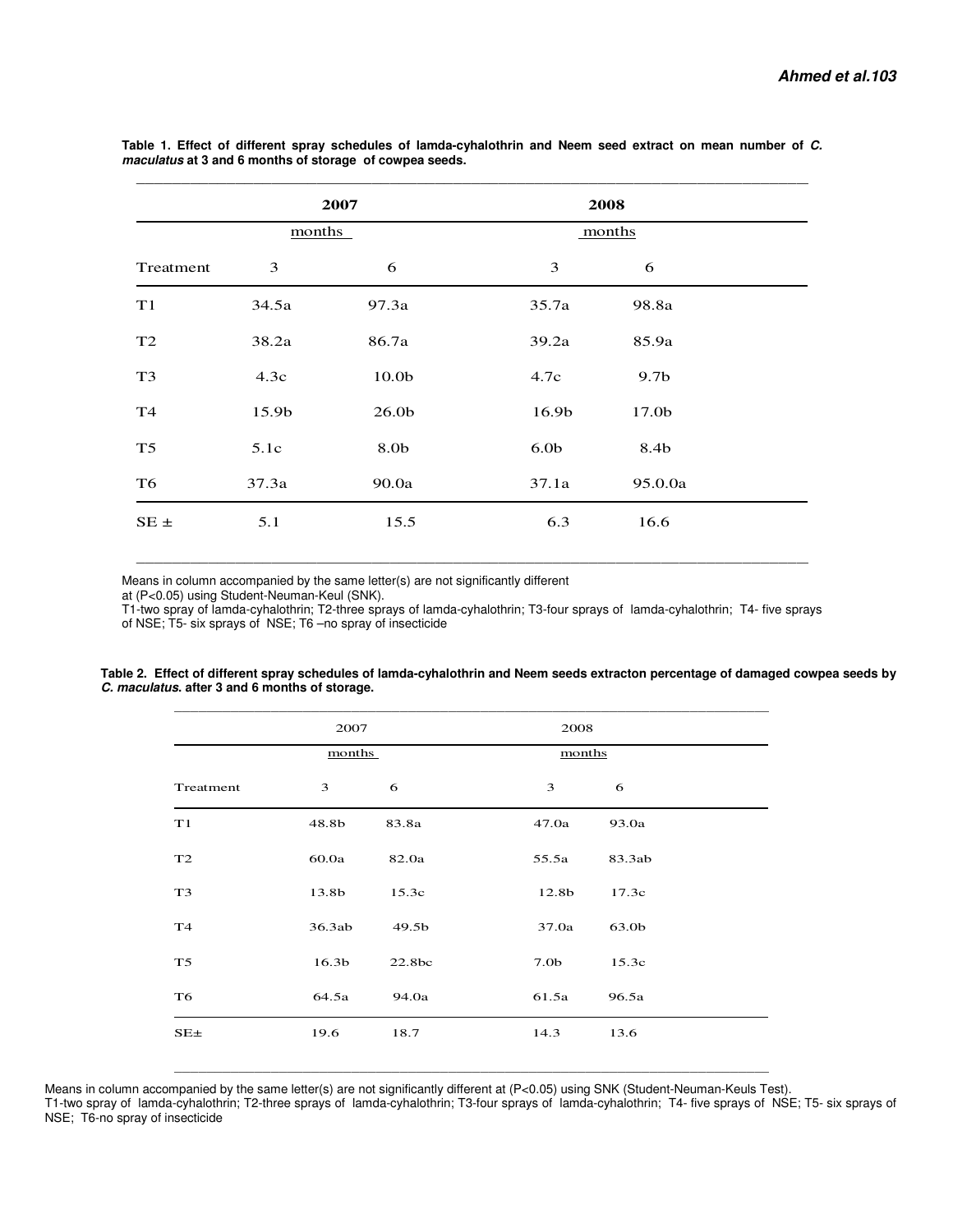**Table 1. Effect of different spray schedules of lamda-cyhalothrin and Neem seed extract on mean number of *C. maculatus* at 3 and 6 months of storage of cowpea seeds.**

| | 2007 | | 2008 | |
|---|---|---|---|---|
| | months | | months | |
| Treatment | 3 | 6 | 3 | 6 |
| T1 | 34.5a | 97.3a | 35.7a | 98.8a |
| T2 | 38.2a | 86.7a | 39.2a | 85.9a |
| T3 | 4.3c | 10.0b | 4.7c | 9.7b |
| T4 | 15.9b | 26.0b | 16.9b | 17.0b |
| T5 | 5.1c | 8.0b | 6.0b | 8.4b |
| T6 | 37.3a | 90.0a | 37.1a | 95.0.0a |
| SE ± | 5.1 | 15.5 | 6.3 | 16.6 |

Means in column accompanied by the same letter(s) are not significantly different at (P<0.05) using Student-Neuman-Keul (SNK).

T1-two spray of lamda-cyhalothrin; T2-three sprays of lamda-cyhalothrin; T3-four sprays of lamda-cyhalothrin; T4- five sprays of NSE; T5- six sprays of NSE; T6 –no spray of insecticide

**Table 2. Effect of different spray schedules of lamda-cyhalothrin and Neem seeds extracton percentage of damaged cowpea seeds by *C. maculatus*. after 3 and 6 months of storage.**

| | 2007 | | 2008 | |
|---|---|---|---|---|
| | months | | months | |
| Treatment | 3 | 6 | 3 | 6 |
| T1 | 48.8b | 83.8a | 47.0a | 93.0a |
| T2 | 60.0a | 82.0a | 55.5a | 83.3ab |
| T3 | 13.8b | 15.3c | 12.8b | 17.3c |
| T4 | 36.3ab | 49.5b | 37.0a | 63.0b |
| T5 | 16.3b | 22.8bc | 7.0b | 15.3c |
| T6 | 64.5a | 94.0a | 61.5a | 96.5a |
| SE± | 19.6 | 18.7 | 14.3 | 13.6 |

Means in column accompanied by the same letter(s) are not significantly different at (P<0.05) using SNK (Student-Neuman-Keuls Test).

T1-two spray of lamda-cyhalothrin; T2-three sprays of lamda-cyhalothrin; T3-four sprays of lamda-cyhalothrin; T4- five sprays of NSE; T5- six sprays of NSE; T6-no spray of insecticide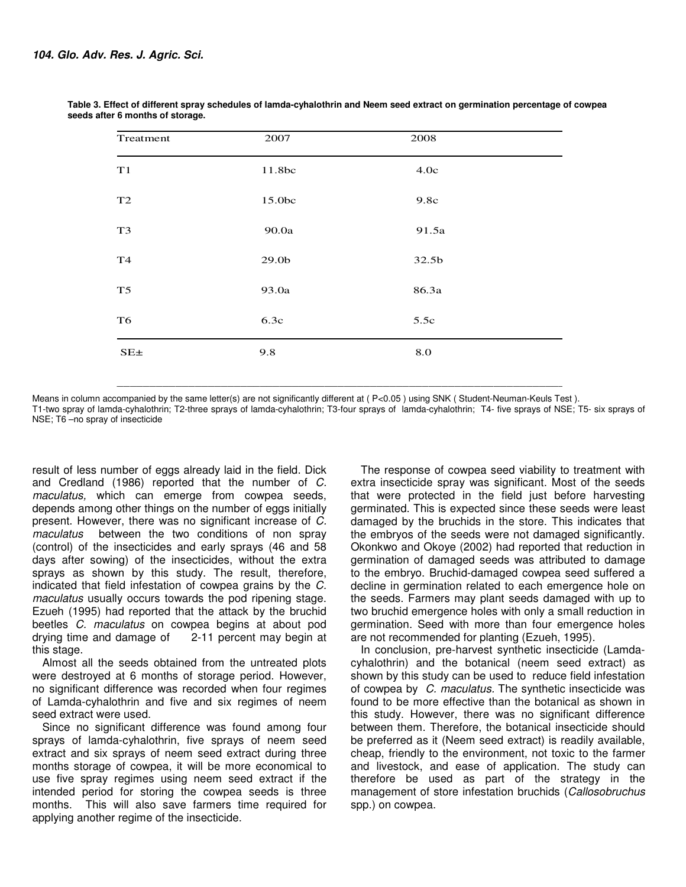**Table 3. Effect of different spray schedules of lamda-cyhalothrin and Neem seed extract on germination percentage of cowpea seeds after 6 months of storage.**

| Treatment | 2007 | 2008 |
|---|---|---|
| T1 | 11.8bc | 4.0c |
| T2 | 15.0bc | 9.8c |
| T3 | 90.0a | 91.5a |
| T4 | 29.0b | 32.5b |
| T5 | 93.0a | 86.3a |
| T6 | 6.3c | 5.5c |
| SE± | 9.8 | 8.0 |

Means in column accompanied by the same letter(s) are not significantly different at ( P<0.05 ) using SNK ( Student-Neuman-Keuls Test ).
T1-two spray of lamda-cyhalothrin; T2-three sprays of lamda-cyhalothrin; T3-four sprays of lamda-cyhalothrin; T4- five sprays of NSE; T5- six sprays of NSE; T6 –no spray of insecticide

result of less number of eggs already laid in the field. Dick and Credland (1986) reported that the number of *C. maculatus,* which can emerge from cowpea seeds, depends among other things on the number of eggs initially present. However, there was no significant increase of *C. maculatus* between the two conditions of non spray (control) of the insecticides and early sprays (46 and 58 days after sowing) of the insecticides, without the extra sprays as shown by this study. The result, therefore, indicated that field infestation of cowpea grains by the *C. maculatus* usually occurs towards the pod ripening stage. Ezueh (1995) had reported that the attack by the bruchid beetles *C. maculatus* on cowpea begins at about pod drying time and damage of 2-11 percent may begin at this stage.

Almost all the seeds obtained from the untreated plots were destroyed at 6 months of storage period. However, no significant difference was recorded when four regimes of Lamda-cyhalothrin and five and six regimes of neem seed extract were used.

Since no significant difference was found among four sprays of lamda-cyhalothrin, five sprays of neem seed extract and six sprays of neem seed extract during three months storage of cowpea, it will be more economical to use five spray regimes using neem seed extract if the intended period for storing the cowpea seeds is three months. This will also save farmers time required for applying another regime of the insecticide.

The response of cowpea seed viability to treatment with extra insecticide spray was significant. Most of the seeds that were protected in the field just before harvesting germinated. This is expected since these seeds were least damaged by the bruchids in the store. This indicates that the embryos of the seeds were not damaged significantly. Okonkwo and Okoye (2002) had reported that reduction in germination of damaged seeds was attributed to damage to the embryo. Bruchid-damaged cowpea seed suffered a decline in germination related to each emergence hole on the seeds. Farmers may plant seeds damaged with up to two bruchid emergence holes with only a small reduction in germination. Seed with more than four emergence holes are not recommended for planting (Ezueh, 1995).

In conclusion, pre-harvest synthetic insecticide (Lamda-cyhalothrin) and the botanical (neem seed extract) as shown by this study can be used to reduce field infestation of cowpea by *C. maculatus.* The synthetic insecticide was found to be more effective than the botanical as shown in this study. However, there was no significant difference between them. Therefore, the botanical insecticide should be preferred as it (Neem seed extract) is readily available, cheap, friendly to the environment, not toxic to the farmer and livestock, and ease of application. The study can therefore be used as part of the strategy in the management of store infestation bruchids (*Callosobruchus* spp.) on cowpea.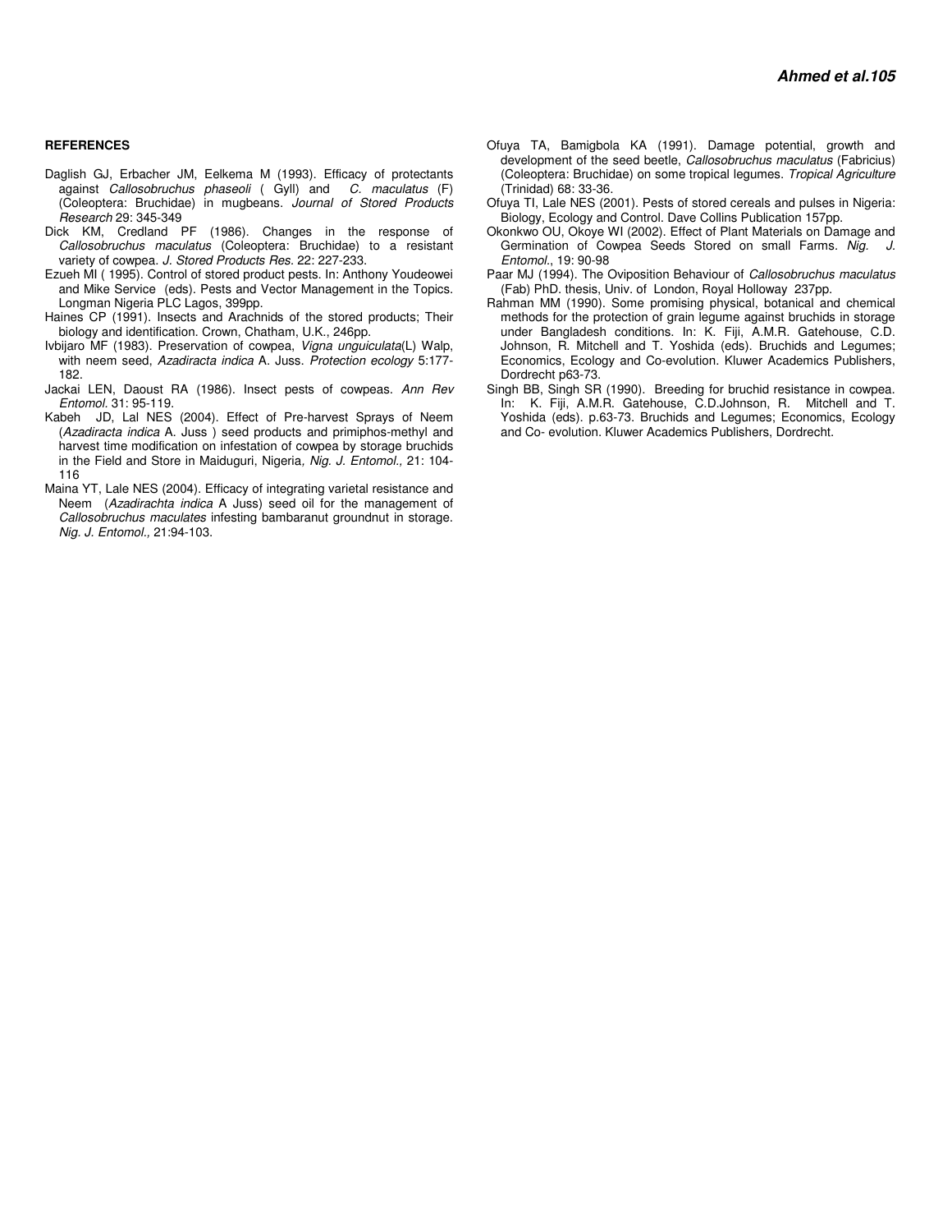**REFERENCES**

Daglish GJ, Erbacher JM, Eelkema M (1993). Efficacy of protectants against *Callosobruchus phaseoli* ( Gyll) and *C. maculatus* (F) (Coleoptera: Bruchidae) in mugbeans. *Journal of Stored Products Research* 29: 345-349

Dick KM, Credland PF (1986). Changes in the response of *Callosobruchus maculatus* (Coleoptera: Bruchidae) to a resistant variety of cowpea. *J. Stored Products Res.* 22: 227-233.

Ezueh MI ( 1995). Control of stored product pests. In: Anthony Youdeowei and Mike Service (eds). Pests and Vector Management in the Topics. Longman Nigeria PLC Lagos, 399pp.

Haines CP (1991). Insects and Arachnids of the stored products; Their biology and identification. Crown, Chatham, U.K., 246pp.

Ivbijaro MF (1983). Preservation of cowpea, *Vigna unguiculata*(L) Walp, with neem seed, *Azadiracta indica* A. Juss. *Protection ecology* 5:177-182.

Jackai LEN, Daoust RA (1986). Insect pests of cowpeas. *Ann Rev Entomol.* 31: 95-119.

Kabeh JD, Lal NES (2004). Effect of Pre-harvest Sprays of Neem (*Azadiracta indica* A. Juss ) seed products and primiphos-methyl and harvest time modification on infestation of cowpea by storage bruchids in the Field and Store in Maiduguri, Nigeria*, Nig. J. Entomol.,* 21: 104-116

Maina YT, Lale NES (2004). Efficacy of integrating varietal resistance and Neem (*Azadirachta indica* A Juss) seed oil for the management of *Callosobruchus maculates* infesting bambaranut groundnut in storage. *Nig. J. Entomol.,* 21:94-103.

Ofuya TA, Bamigbola KA (1991). Damage potential, growth and development of the seed beetle, *Callosobruchus maculatus* (Fabricius) (Coleoptera: Bruchidae) on some tropical legumes. *Tropical Agriculture* (Trinidad) 68: 33-36.

Ofuya TI, Lale NES (2001). Pests of stored cereals and pulses in Nigeria: Biology, Ecology and Control. Dave Collins Publication 157pp.

Okonkwo OU, Okoye WI (2002). Effect of Plant Materials on Damage and Germination of Cowpea Seeds Stored on small Farms. *Nig. J. Entomol.*, 19: 90-98

Paar MJ (1994). The Oviposition Behaviour of *Callosobruchus maculatus* (Fab) PhD. thesis, Univ. of London, Royal Holloway 237pp.

Rahman MM (1990). Some promising physical, botanical and chemical methods for the protection of grain legume against bruchids in storage under Bangladesh conditions. In: K. Fiji, A.M.R. Gatehouse, C.D. Johnson, R. Mitchell and T. Yoshida (eds). Bruchids and Legumes; Economics, Ecology and Co-evolution. Kluwer Academics Publishers, Dordrecht p63-73.

Singh BB, Singh SR (1990). Breeding for bruchid resistance in cowpea. In: K. Fiji, A.M.R. Gatehouse, C.D.Johnson, R. Mitchell and T. Yoshida (eds). p.63-73. Bruchids and Legumes; Economics, Ecology and Co- evolution. Kluwer Academics Publishers, Dordrecht.